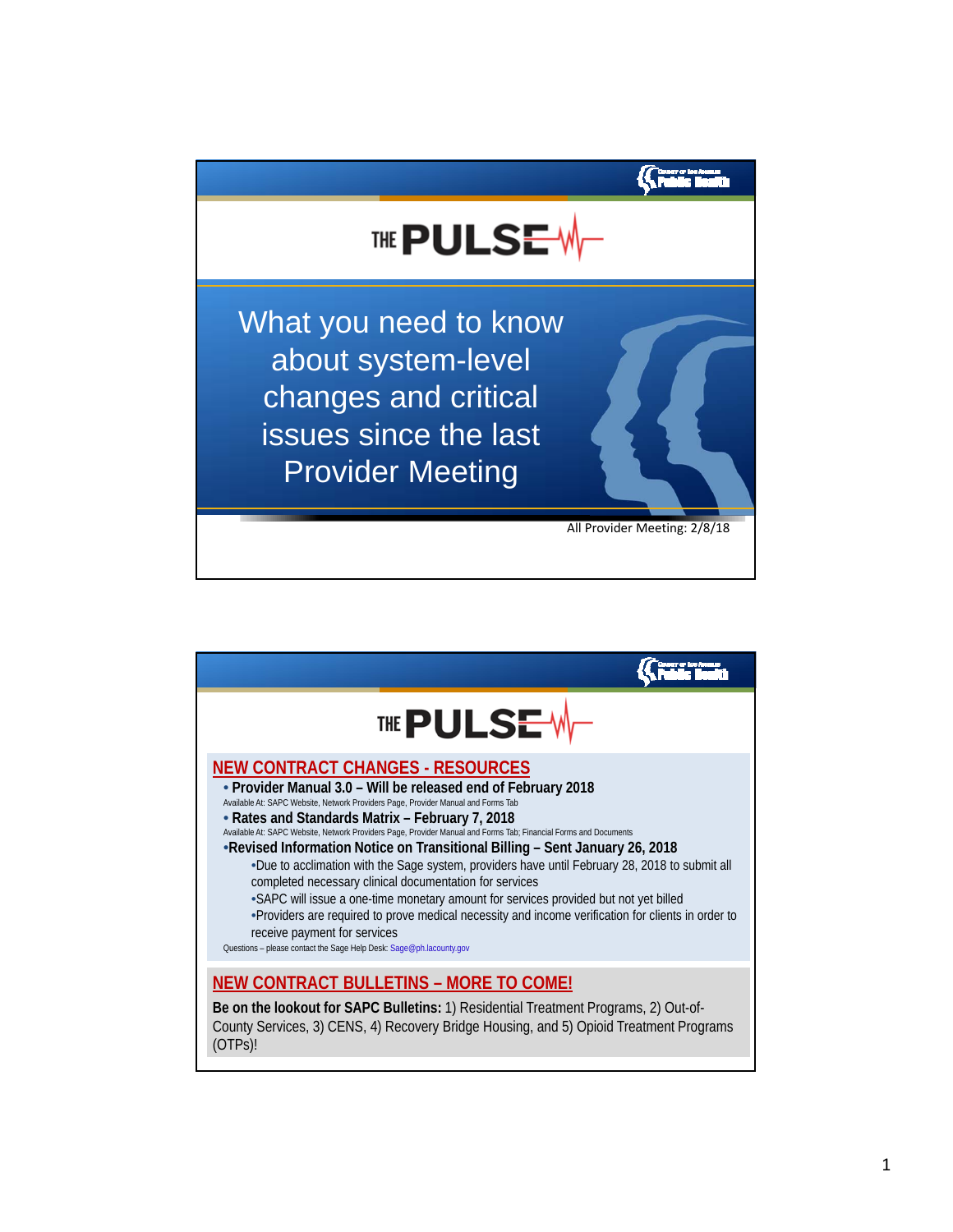# THE PULSE

## What you need to know about system-level changes and critical issues since the last Provider Meeting

All Provider Meeting: 2/8/18

# THE PULSE

## NEW CONTRACT CHANGES - RESOURCES

- **Provider Manual 3.0 – Will be released end of February 2018**
  Available At: SAPC Website, Network Providers Page, Provider Manual and Forms Tab
- **Rates and Standards Matrix – February 7, 2018**
  Available At: SAPC Website, Network Providers Page, Provider Manual and Forms Tab; Financial Forms and Documents
- **Revised Information Notice on Transitional Billing – Sent January 26, 2018**
  - Due to acclimation with the Sage system, providers have until February 28, 2018 to submit all completed necessary clinical documentation for services
  - SAPC will issue a one-time monetary amount for services provided but not yet billed
  - Providers are required to prove medical necessity and income verification for clients in order to receive payment for services

Questions – please contact the Sage Help Desk: Sage@ph.lacounty.gov

## NEW CONTRACT BULLETINS – MORE TO COME!

**Be on the lookout for SAPC Bulletins:** 1) Residential Treatment Programs, 2) Out-of-County Services, 3) CENS, 4) Recovery Bridge Housing, and 5) Opioid Treatment Programs (OTPs)!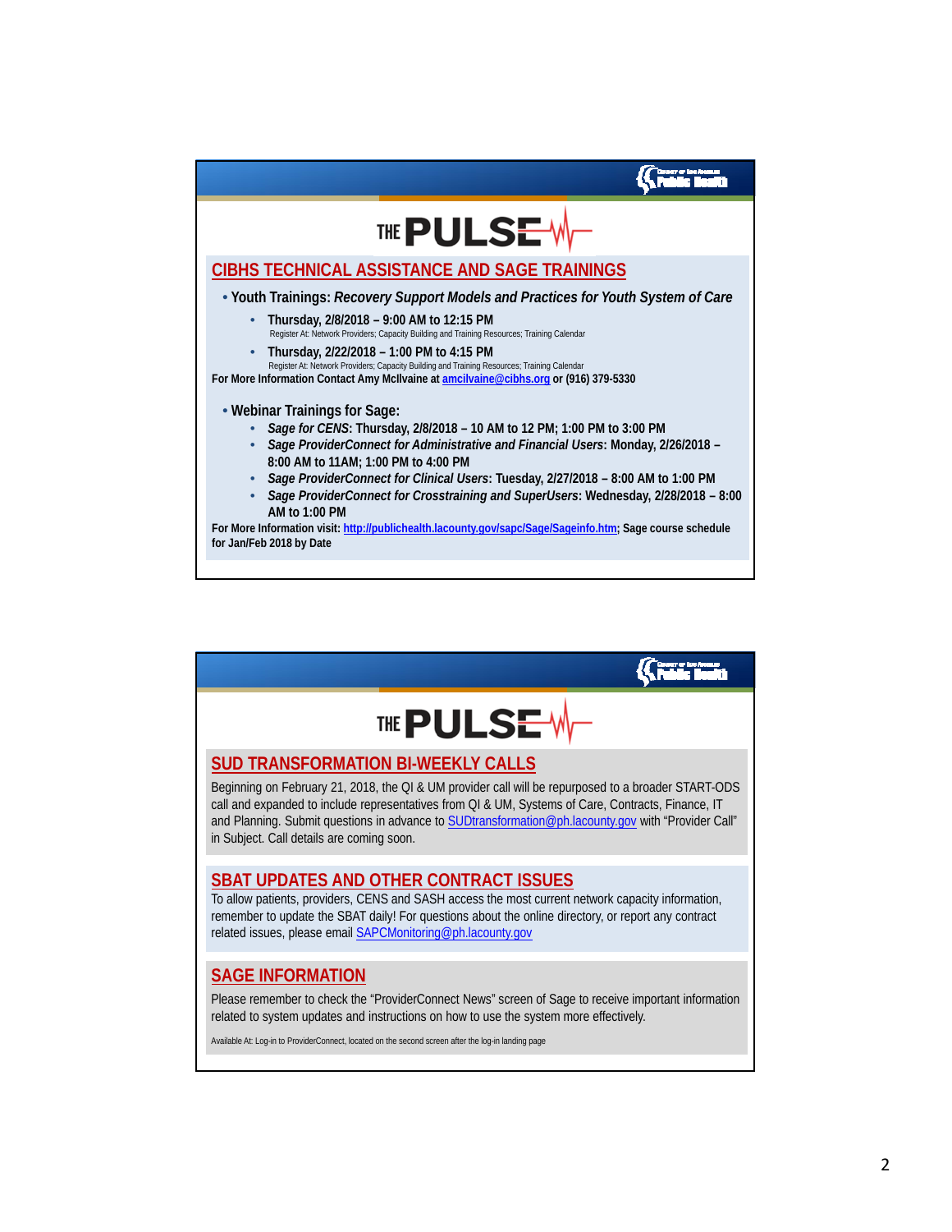# THE PULSE

## CIBHS TECHNICAL ASSISTANCE AND SAGE TRAININGS

- **Youth Trainings:** ***Recovery Support Models and Practices for Youth System of Care***
  - **Thursday, 2/8/2018 – 9:00 AM to 12:15 PM**
    Register At: Network Providers; Capacity Building and Training Resources; Training Calendar
  - **Thursday, 2/22/2018 – 1:00 PM to 4:15 PM**
    Register At: Network Providers; Capacity Building and Training Resources; Training Calendar

**For More Information Contact Amy McIlvaine at amcilvaine@cibhs.org or (916) 379-5330**

- **Webinar Trainings for Sage:**
  - ***Sage for CENS*: Thursday, 2/8/2018 – 10 AM to 12 PM; 1:00 PM to 3:00 PM**
  - ***Sage ProviderConnect for Administrative and Financial Users*: Monday, 2/26/2018 – 8:00 AM to 11AM; 1:00 PM to 4:00 PM**
  - ***Sage ProviderConnect for Clinical Users*: Tuesday, 2/27/2018 – 8:00 AM to 1:00 PM**
  - ***Sage ProviderConnect for Crosstraining and SuperUsers*: Wednesday, 2/28/2018 – 8:00 AM to 1:00 PM**

**For More Information visit: http://publichealth.lacounty.gov/sapc/Sage/Sageinfo.htm; Sage course schedule for Jan/Feb 2018 by Date**

# THE PULSE

## SUD TRANSFORMATION BI-WEEKLY CALLS

Beginning on February 21, 2018, the QI & UM provider call will be repurposed to a broader START-ODS call and expanded to include representatives from QI & UM, Systems of Care, Contracts, Finance, IT and Planning. Submit questions in advance to SUDtransformation@ph.lacounty.gov with "Provider Call" in Subject. Call details are coming soon.

## SBAT UPDATES AND OTHER CONTRACT ISSUES

To allow patients, providers, CENS and SASH access the most current network capacity information, remember to update the SBAT daily! For questions about the online directory, or report any contract related issues, please email SAPCMonitoring@ph.lacounty.gov

## SAGE INFORMATION

Please remember to check the "ProviderConnect News" screen of Sage to receive important information related to system updates and instructions on how to use the system more effectively.

Available At: Log-in to ProviderConnect, located on the second screen after the log-in landing page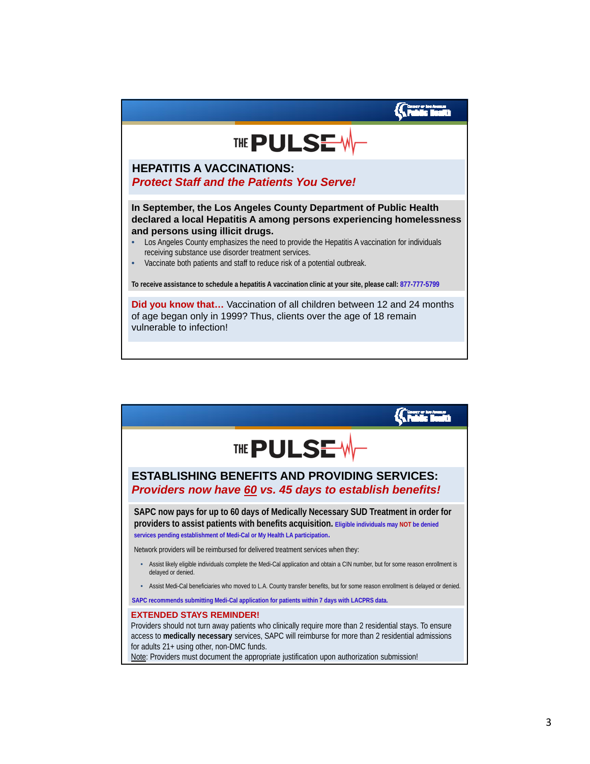# THE PULSE

## HEPATITIS A VACCINATIONS:

***Protect Staff and the Patients You Serve!***

**In September, the Los Angeles County Department of Public Health declared a local Hepatitis A among persons experiencing homelessness and persons using illicit drugs.**

- Los Angeles County emphasizes the need to provide the Hepatitis A vaccination for individuals receiving substance use disorder treatment services.
- Vaccinate both patients and staff to reduce risk of a potential outbreak.

**To receive assistance to schedule a hepatitis A vaccination clinic at your site, please call: 877-777-5799**

**Did you know that…** Vaccination of all children between 12 and 24 months of age began only in 1999? Thus, clients over the age of 18 remain vulnerable to infection!

# THE PULSE

## ESTABLISHING BENEFITS AND PROVIDING SERVICES:

***Providers now have 60 vs. 45 days to establish benefits!***

**SAPC now pays for up to 60 days of Medically Necessary SUD Treatment in order for providers to assist patients with benefits acquisition.** **Eligible individuals may NOT be denied services pending establishment of Medi-Cal or My Health LA participation.**

Network providers will be reimbursed for delivered treatment services when they:

- Assist likely eligible individuals complete the Medi-Cal application and obtain a CIN number, but for some reason enrollment is delayed or denied.
- Assist Medi-Cal beneficiaries who moved to L.A. County transfer benefits, but for some reason enrollment is delayed or denied.

**SAPC recommends submitting Medi-Cal application for patients within 7 days with LACPRS data.**

**EXTENDED STAYS REMINDER!**

Providers should not turn away patients who clinically require more than 2 residential stays. To ensure access to **medically necessary** services, SAPC will reimburse for more than 2 residential admissions for adults 21+ using other, non-DMC funds.

Note: Providers must document the appropriate justification upon authorization submission!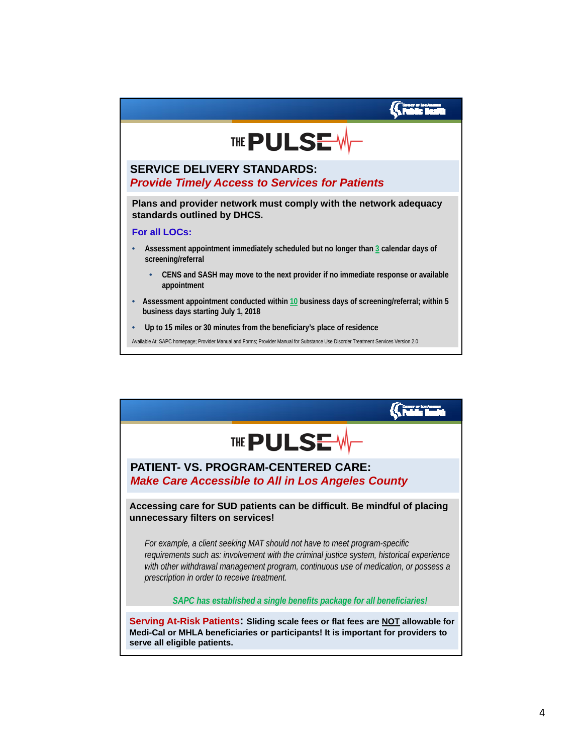# THE PULSE

## SERVICE DELIVERY STANDARDS:
### *Provide Timely Access to Services for Patients*

**Plans and provider network must comply with the network adequacy standards outlined by DHCS.**

**For all LOCs:**

- **Assessment appointment immediately scheduled but no longer than 3 calendar days of screening/referral**
  - **CENS and SASH may move to the next provider if no immediate response or available appointment**
- **Assessment appointment conducted within 10 business days of screening/referral; within 5 business days starting July 1, 2018**
- **Up to 15 miles or 30 minutes from the beneficiary's place of residence**

Available At: SAPC homepage; Provider Manual and Forms; Provider Manual for Substance Use Disorder Treatment Services Version 2.0

# THE PULSE

## PATIENT- VS. PROGRAM-CENTERED CARE:
### *Make Care Accessible to All in Los Angeles County*

**Accessing care for SUD patients can be difficult. Be mindful of placing unnecessary filters on services!**

*For example, a client seeking MAT should not have to meet program-specific requirements such as: involvement with the criminal justice system, historical experience with other withdrawal management program, continuous use of medication, or possess a prescription in order to receive treatment.*

***SAPC has established a single benefits package for all beneficiaries!***

**Serving At-Risk Patients: Sliding scale fees or flat fees are NOT allowable for Medi-Cal or MHLA beneficiaries or participants! It is important for providers to serve all eligible patients.**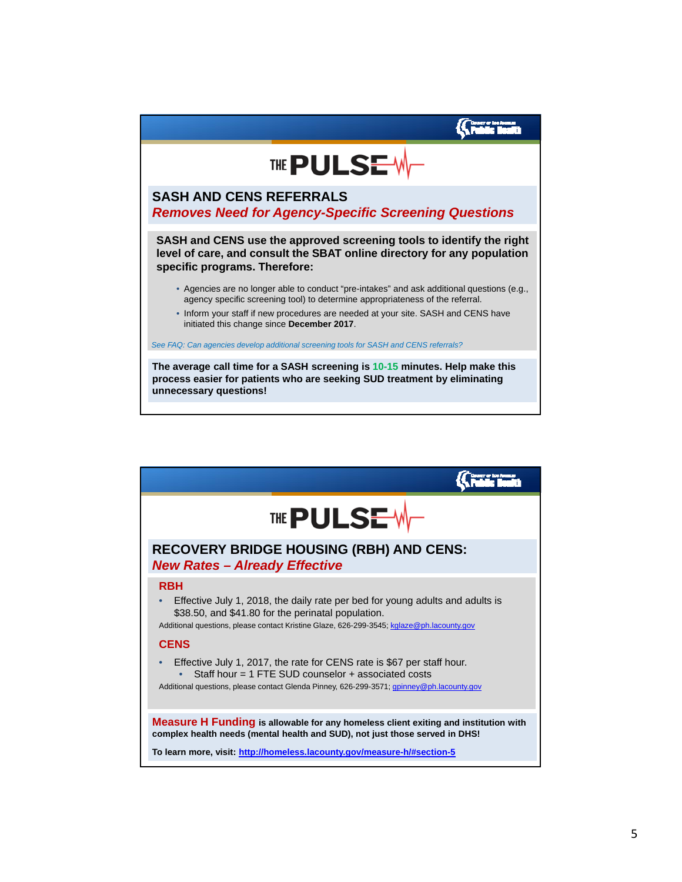# THE PULSE

## SASH AND CENS REFERRALS

***Removes Need for Agency-Specific Screening Questions***

**SASH and CENS use the approved screening tools to identify the right level of care, and consult the SBAT online directory for any population specific programs. Therefore:**

- Agencies are no longer able to conduct "pre-intakes" and ask additional questions (e.g., agency specific screening tool) to determine appropriateness of the referral.
- Inform your staff if new procedures are needed at your site. SASH and CENS have initiated this change since **December 2017**.

*See FAQ: Can agencies develop additional screening tools for SASH and CENS referrals?*

**The average call time for a SASH screening is 10-15 minutes. Help make this process easier for patients who are seeking SUD treatment by eliminating unnecessary questions!**

# THE PULSE

## RECOVERY BRIDGE HOUSING (RBH) AND CENS:

***New Rates – Already Effective***

### RBH

- Effective July 1, 2018, the daily rate per bed for young adults and adults is $38.50, and $41.80 for the perinatal population.

Additional questions, please contact Kristine Glaze, 626-299-3545; kglaze@ph.lacounty.gov

### CENS

- Effective July 1, 2017, the rate for CENS rate is $67 per staff hour.
  - Staff hour = 1 FTE SUD counselor + associated costs

Additional questions, please contact Glenda Pinney, 626-299-3571; gpinney@ph.lacounty.gov

**Measure H Funding is allowable for any homeless client exiting and institution with complex health needs (mental health and SUD), not just those served in DHS!**

**To learn more, visit: http://homeless.lacounty.gov/measure-h/#section-5**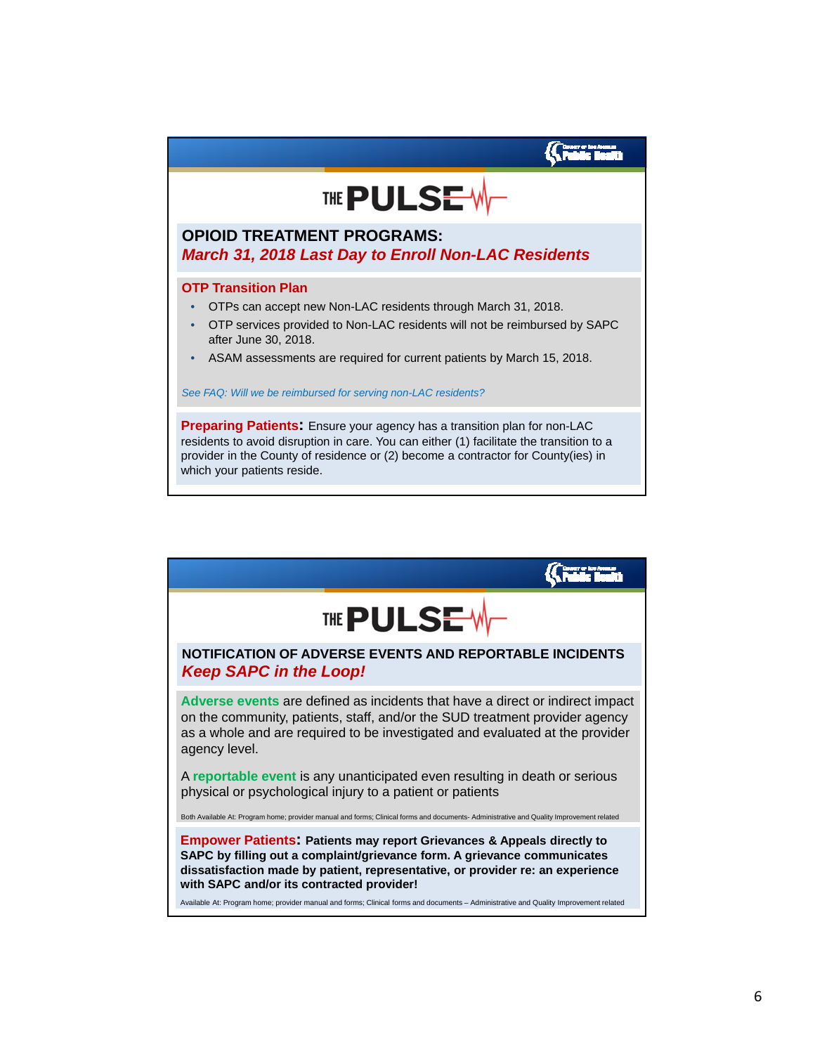# THE PULSE

## OPIOID TREATMENT PROGRAMS:
### *March 31, 2018 Last Day to Enroll Non-LAC Residents*

**OTP Transition Plan**

- OTPs can accept new Non-LAC residents through March 31, 2018.
- OTP services provided to Non-LAC residents will not be reimbursed by SAPC after June 30, 2018.
- ASAM assessments are required for current patients by March 15, 2018.

*See FAQ: Will we be reimbursed for serving non-LAC residents?*

**Preparing Patients:** Ensure your agency has a transition plan for non-LAC residents to avoid disruption in care. You can either (1) facilitate the transition to a provider in the County of residence or (2) become a contractor for County(ies) in which your patients reside.

# THE PULSE

## NOTIFICATION OF ADVERSE EVENTS AND REPORTABLE INCIDENTS
### *Keep SAPC in the Loop!*

**Adverse events** are defined as incidents that have a direct or indirect impact on the community, patients, staff, and/or the SUD treatment provider agency as a whole and are required to be investigated and evaluated at the provider agency level.

A **reportable event** is any unanticipated even resulting in death or serious physical or psychological injury to a patient or patients

Both Available At: Program home; provider manual and forms; Clinical forms and documents- Administrative and Quality Improvement related

**Empower Patients: Patients may report Grievances & Appeals directly to SAPC by filling out a complaint/grievance form. A grievance communicates dissatisfaction made by patient, representative, or provider re: an experience with SAPC and/or its contracted provider!**

Available At: Program home; provider manual and forms; Clinical forms and documents – Administrative and Quality Improvement related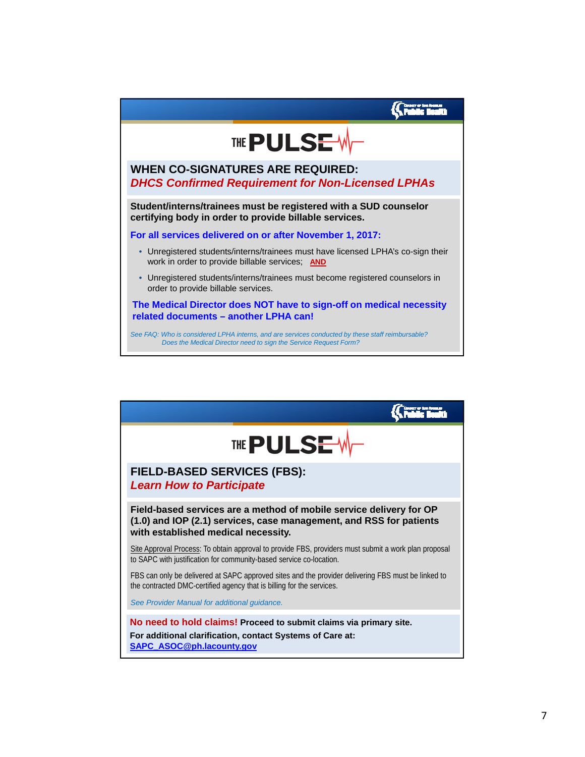# THE PULSE

## WHEN CO-SIGNATURES ARE REQUIRED:
### *DHCS Confirmed Requirement for Non-Licensed LPHAs*

**Student/interns/trainees must be registered with a SUD counselor certifying body in order to provide billable services.**

**For all services delivered on or after November 1, 2017:**

- Unregistered students/interns/trainees must have licensed LPHA's co-sign their work in order to provide billable services; **AND**
- Unregistered students/interns/trainees must become registered counselors in order to provide billable services.

**The Medical Director does NOT have to sign-off on medical necessity related documents – another LPHA can!**

*See FAQ: Who is considered LPHA interns, and are services conducted by these staff reimbursable? Does the Medical Director need to sign the Service Request Form?*

---

# THE PULSE

## FIELD-BASED SERVICES (FBS):
### *Learn How to Participate*

**Field-based services are a method of mobile service delivery for OP (1.0) and IOP (2.1) services, case management, and RSS for patients with established medical necessity.**

Site Approval Process: To obtain approval to provide FBS, providers must submit a work plan proposal to SAPC with justification for community-based service co-location.

FBS can only be delivered at SAPC approved sites and the provider delivering FBS must be linked to the contracted DMC-certified agency that is billing for the services.

*See Provider Manual for additional guidance.*

**No need to hold claims! Proceed to submit claims via primary site.**

**For additional clarification, contact Systems of Care at:**
**SAPC_ASOC@ph.lacounty.gov**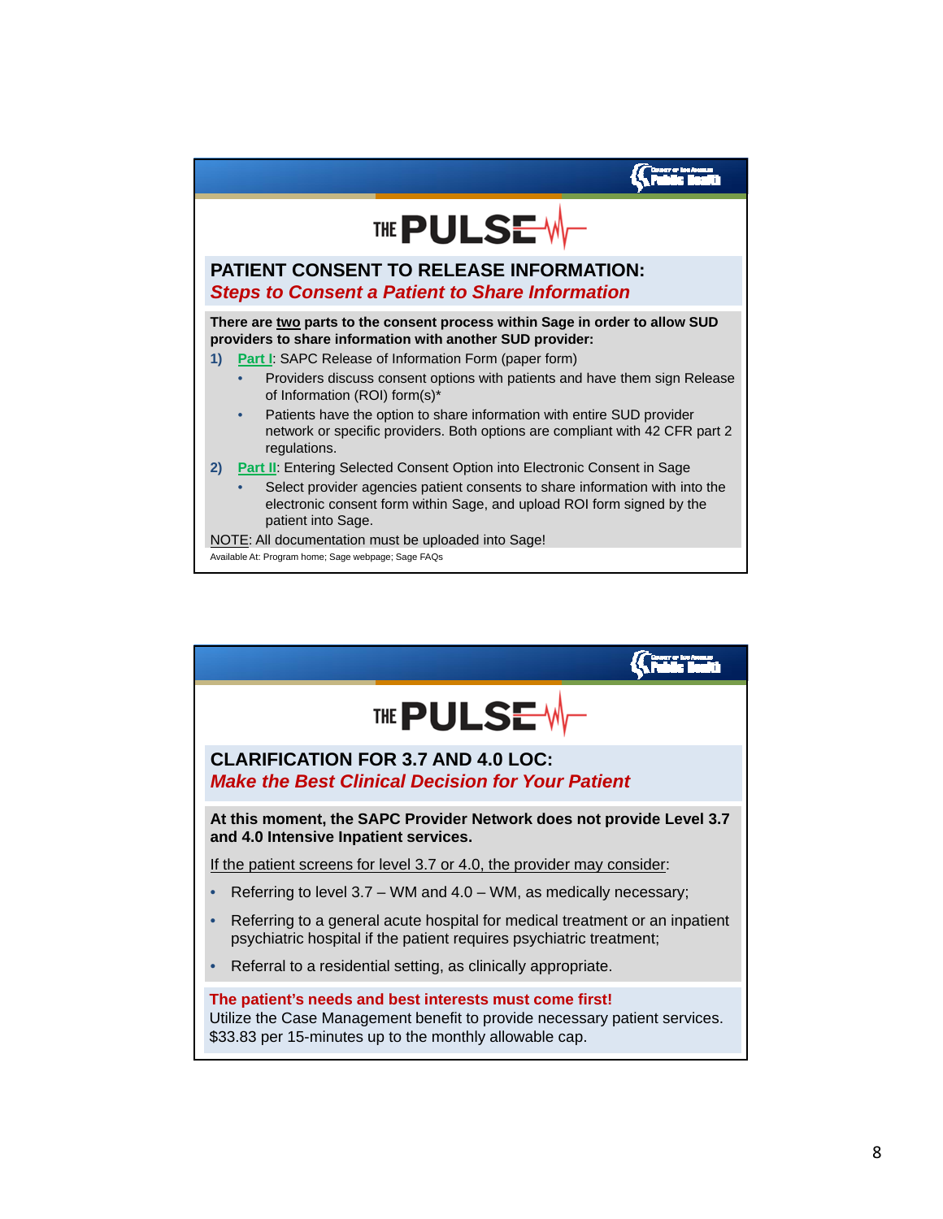THE PULSE

## PATIENT CONSENT TO RELEASE INFORMATION:

### *Steps to Consent a Patient to Share Information*

**There are two parts to the consent process within Sage in order to allow SUD providers to share information with another SUD provider:**

1) Part I: SAPC Release of Information Form (paper form)
   - Providers discuss consent options with patients and have them sign Release of Information (ROI) form(s)*
   - Patients have the option to share information with entire SUD provider network or specific providers. Both options are compliant with 42 CFR part 2 regulations.
2) Part II: Entering Selected Consent Option into Electronic Consent in Sage
   - Select provider agencies patient consents to share information with into the electronic consent form within Sage, and upload ROI form signed by the patient into Sage.

NOTE: All documentation must be uploaded into Sage!

Available At: Program home; Sage webpage; Sage FAQs

THE PULSE

## CLARIFICATION FOR 3.7 AND 4.0 LOC:

### *Make the Best Clinical Decision for Your Patient*

**At this moment, the SAPC Provider Network does not provide Level 3.7 and 4.0 Intensive Inpatient services.**

If the patient screens for level 3.7 or 4.0, the provider may consider:

- Referring to level 3.7 – WM and 4.0 – WM, as medically necessary;
- Referring to a general acute hospital for medical treatment or an inpatient psychiatric hospital if the patient requires psychiatric treatment;
- Referral to a residential setting, as clinically appropriate.

**The patient's needs and best interests must come first!**
Utilize the Case Management benefit to provide necessary patient services. $33.83 per 15-minutes up to the monthly allowable cap.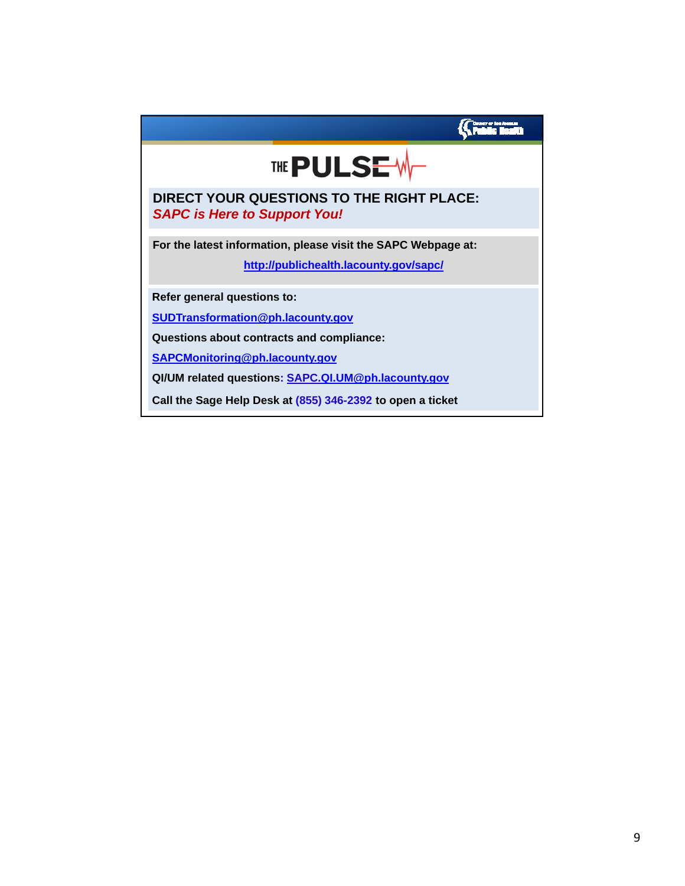# THE PULSE

## DIRECT YOUR QUESTIONS TO THE RIGHT PLACE:
***SAPC is Here to Support You!***

**For the latest information, please visit the SAPC Webpage at:**

**http://publichealth.lacounty.gov/sapc/**

**Refer general questions to:**

**SUDTransformation@ph.lacounty.gov**

**Questions about contracts and compliance:**

**SAPCMonitoring@ph.lacounty.gov**

**QI/UM related questions: SAPC.QI.UM@ph.lacounty.gov**

**Call the Sage Help Desk at (855) 346-2392 to open a ticket**